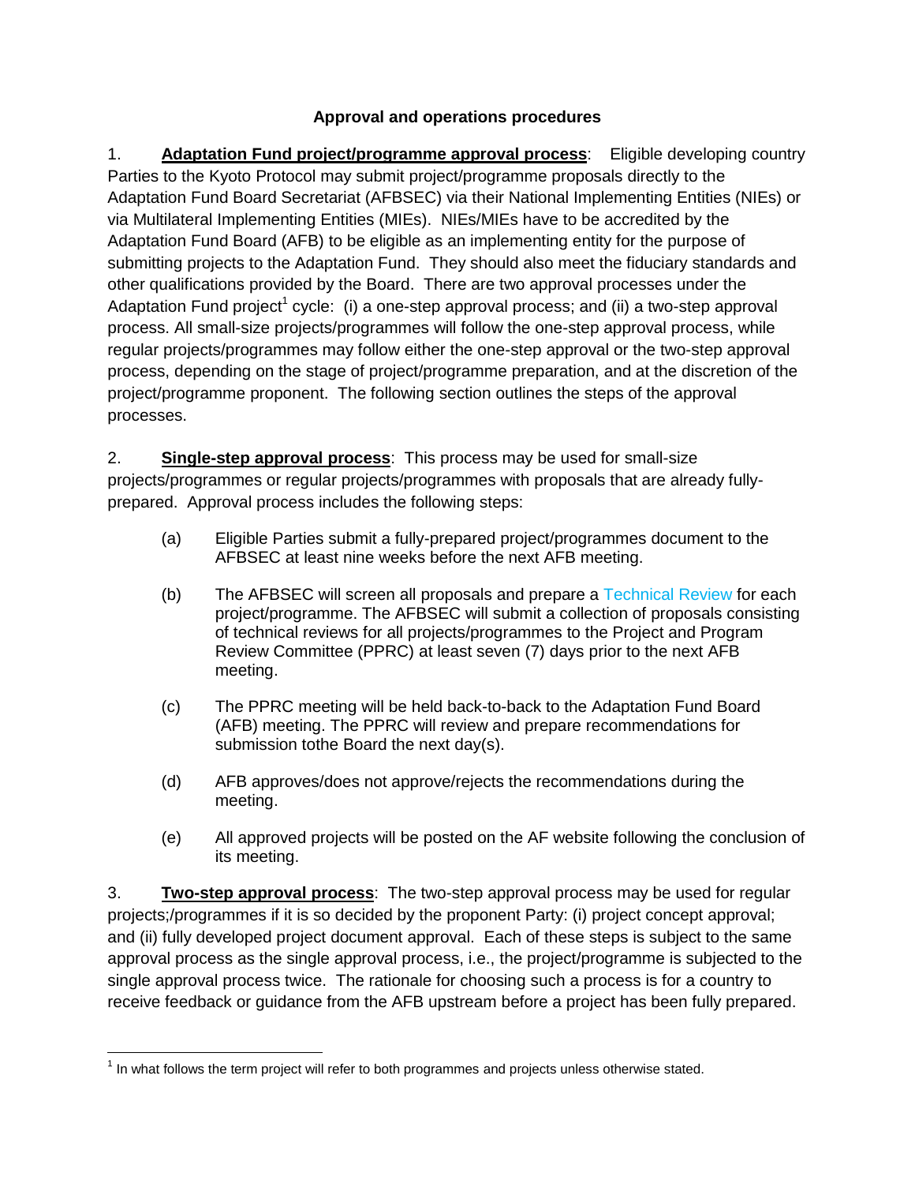**Approval and operations procedures**

1. **Adaptation Fund project/programme approval process**: Eligible developing country Parties to the Kyoto Protocol may submit project/programme proposals directly to the Adaptation Fund Board Secretariat (AFBSEC) via their National Implementing Entities (NIEs) or via Multilateral Implementing Entities (MIEs). NIEs/MIEs have to be accredited by the Adaptation Fund Board (AFB) to be eligible as an implementing entity for the purpose of submitting projects to the Adaptation Fund. They should also meet the fiduciary standards and other qualifications provided by the Board. There are two approval processes under the Adaptation Fund project[1] cycle: (i) a one-step approval process; and (ii) a two-step approval process. All small-size projects/programmes will follow the one-step approval process, while regular projects/programmes may follow either the one-step approval or the two-step approval process, depending on the stage of project/programme preparation, and at the discretion of the project/programme proponent. The following section outlines the steps of the approval processes.

2. **Single-step approval process**: This process may be used for small-size projects/programmes or regular projects/programmes with proposals that are already fully-prepared. Approval process includes the following steps:

(a) Eligible Parties submit a fully-prepared project/programmes document to the AFBSEC at least nine weeks before the next AFB meeting.

(b) The AFBSEC will screen all proposals and prepare a Technical Review for each project/programme. The AFBSEC will submit a collection of proposals consisting of technical reviews for all projects/programmes to the Project and Program Review Committee (PPRC) at least seven (7) days prior to the next AFB meeting.

(c) The PPRC meeting will be held back-to-back to the Adaptation Fund Board (AFB) meeting. The PPRC will review and prepare recommendations for submission tothe Board the next day(s).

(d) AFB approves/does not approve/rejects the recommendations during the meeting.

(e) All approved projects will be posted on the AF website following the conclusion of its meeting.

3. **Two-step approval process**: The two-step approval process may be used for regular projects;/programmes if it is so decided by the proponent Party: (i) project concept approval; and (ii) fully developed project document approval. Each of these steps is subject to the same approval process as the single approval process, i.e., the project/programme is subjected to the single approval process twice. The rationale for choosing such a process is for a country to receive feedback or guidance from the AFB upstream before a project has been fully prepared.

[1] In what follows the term project will refer to both programmes and projects unless otherwise stated.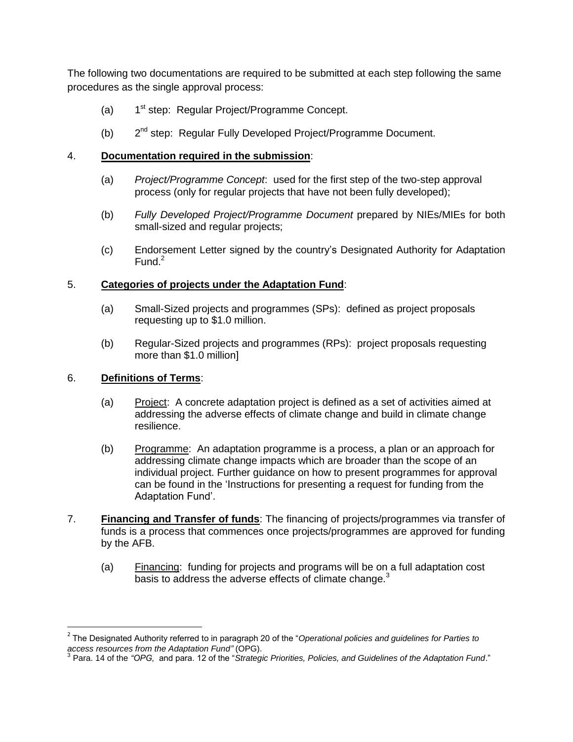The following two documentations are required to be submitted at each step following the same procedures as the single approval process:

(a) 1st step: Regular Project/Programme Concept.

(b) 2nd step: Regular Fully Developed Project/Programme Document.

4. **Documentation required in the submission**:

(a) *Project/Programme Concept*: used for the first step of the two-step approval process (only for regular projects that have not been fully developed);

(b) *Fully Developed Project/Programme Document* prepared by NIEs/MIEs for both small-sized and regular projects;

(c) Endorsement Letter signed by the country's Designated Authority for Adaptation Fund.[2]

5. **Categories of projects under the Adaptation Fund**:

(a) Small-Sized projects and programmes (SPs): defined as project proposals requesting up to $1.0 million.

(b) Regular-Sized projects and programmes (RPs): project proposals requesting more than $1.0 million]

6. **Definitions of Terms**:

(a) Project: A concrete adaptation project is defined as a set of activities aimed at addressing the adverse effects of climate change and build in climate change resilience.

(b) Programme: An adaptation programme is a process, a plan or an approach for addressing climate change impacts which are broader than the scope of an individual project. Further guidance on how to present programmes for approval can be found in the 'Instructions for presenting a request for funding from the Adaptation Fund'.

7. **Financing and Transfer of funds**: The financing of projects/programmes via transfer of funds is a process that commences once projects/programmes are approved for funding by the AFB.

(a) Financing: funding for projects and programs will be on a full adaptation cost basis to address the adverse effects of climate change.[3]

---

[2] The Designated Authority referred to in paragraph 20 of the "*Operational policies and guidelines for Parties to access resources from the Adaptation Fund"* (OPG).

[3] Para. 14 of the *"OPG,* and para. 12 of the "*Strategic Priorities, Policies, and Guidelines of the Adaptation Fund*."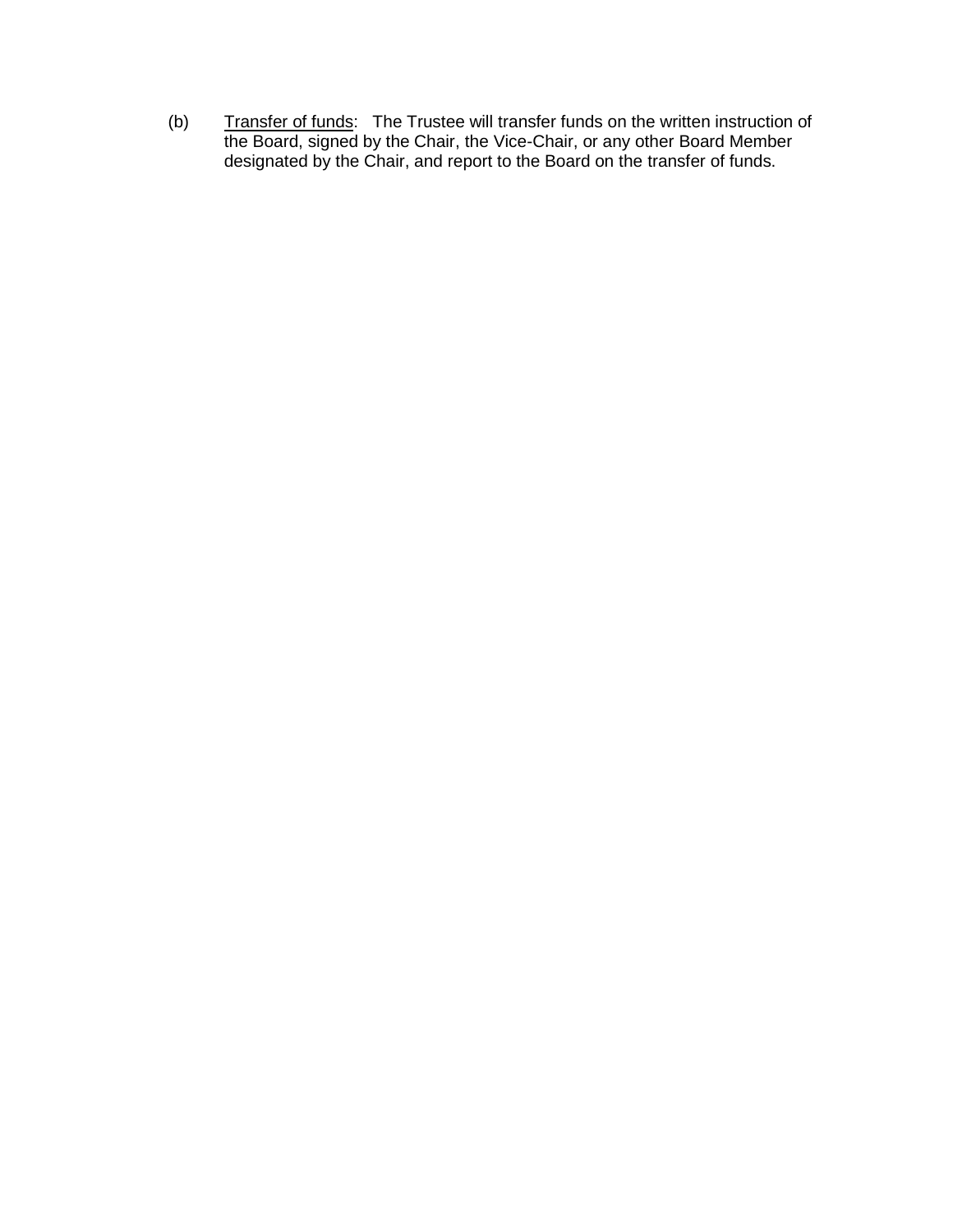(b) <u>Transfer of funds</u>: The Trustee will transfer funds on the written instruction of the Board, signed by the Chair, the Vice-Chair, or any other Board Member designated by the Chair, and report to the Board on the transfer of funds.